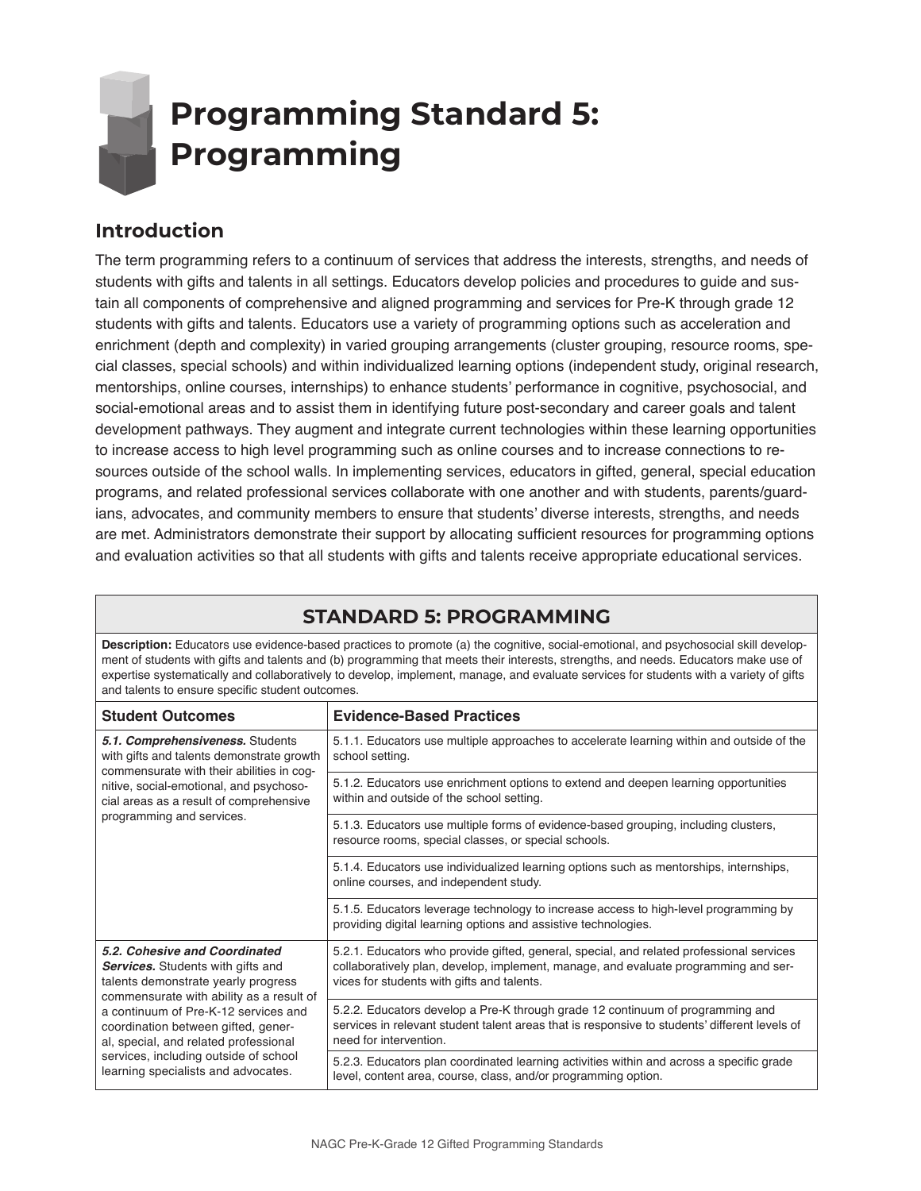# Programming Standard 5: Programming

## Introduction

The term programming refers to a continuum of services that address the interests, strengths, and needs of students with gifts and talents in all settings. Educators develop policies and procedures to guide and sustain all components of comprehensive and aligned programming and services for Pre-K through grade 12 students with gifts and talents. Educators use a variety of programming options such as acceleration and enrichment (depth and complexity) in varied grouping arrangements (cluster grouping, resource rooms, special classes, special schools) and within individualized learning options (independent study, original research, mentorships, online courses, internships) to enhance students' performance in cognitive, psychosocial, and social-emotional areas and to assist them in identifying future post-secondary and career goals and talent development pathways. They augment and integrate current technologies within these learning opportunities to increase access to high level programming such as online courses and to increase connections to resources outside of the school walls. In implementing services, educators in gifted, general, special education programs, and related professional services collaborate with one another and with students, parents/guardians, advocates, and community members to ensure that students' diverse interests, strengths, and needs are met. Administrators demonstrate their support by allocating sufficient resources for programming options and evaluation activities so that all students with gifts and talents receive appropriate educational services.

## STANDARD 5: PROGRAMMING

**Description:** Educators use evidence-based practices to promote (a) the cognitive, social-emotional, and psychosocial skill development of students with gifts and talents and (b) programming that meets their interests, strengths, and needs. Educators make use of expertise systematically and collaboratively to develop, implement, manage, and evaluate services for students with a variety of gifts and talents to ensure specific student outcomes.

| Student Outcomes | Evidence-Based Practices |
|---|---|
| ***5.1. Comprehensiveness.*** Students with gifts and talents demonstrate growth commensurate with their abilities in cognitive, social-emotional, and psychosocial areas as a result of comprehensive programming and services. | 5.1.1. Educators use multiple approaches to accelerate learning within and outside of the school setting. |
| | 5.1.2. Educators use enrichment options to extend and deepen learning opportunities within and outside of the school setting. |
| | 5.1.3. Educators use multiple forms of evidence-based grouping, including clusters, resource rooms, special classes, or special schools. |
| | 5.1.4. Educators use individualized learning options such as mentorships, internships, online courses, and independent study. |
| | 5.1.5. Educators leverage technology to increase access to high-level programming by providing digital learning options and assistive technologies. |
| ***5.2. Cohesive and Coordinated Services.*** Students with gifts and talents demonstrate yearly progress commensurate with ability as a result of a continuum of Pre-K-12 services and coordination between gifted, general, special, and related professional services, including outside of school learning specialists and advocates. | 5.2.1. Educators who provide gifted, general, special, and related professional services collaboratively plan, develop, implement, manage, and evaluate programming and services for students with gifts and talents. |
| | 5.2.2. Educators develop a Pre-K through grade 12 continuum of programming and services in relevant student talent areas that is responsive to students' different levels of need for intervention. |
| | 5.2.3. Educators plan coordinated learning activities within and across a specific grade level, content area, course, class, and/or programming option. |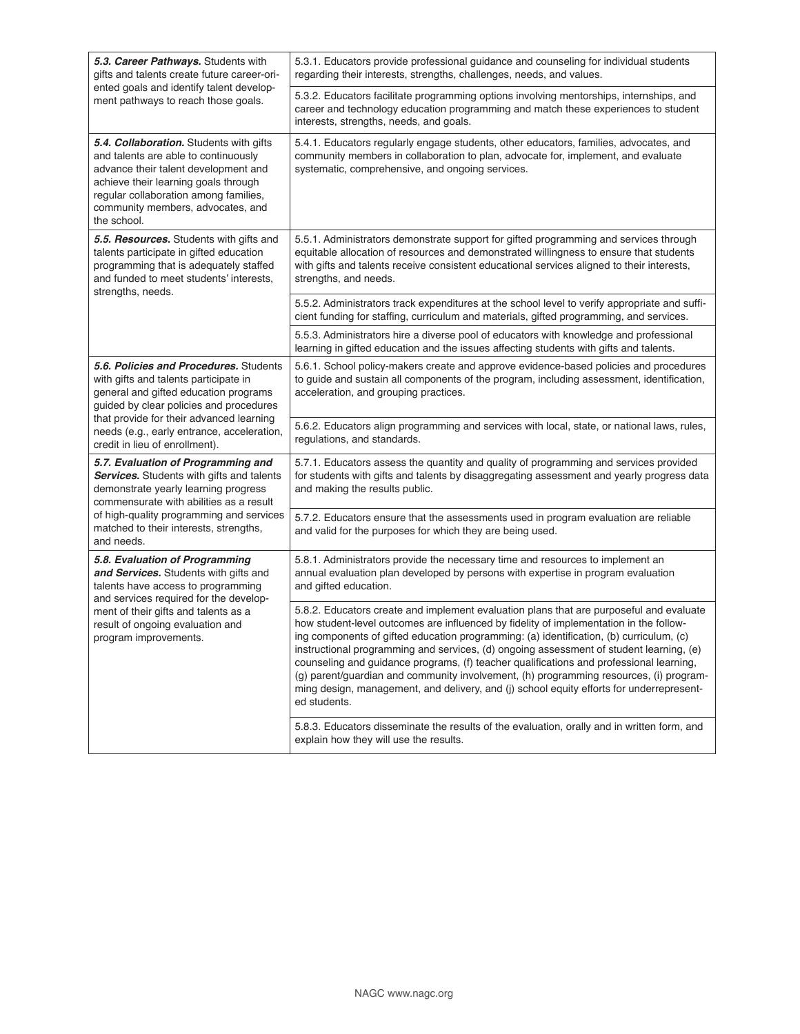| | |
|---|---|
| ***5.3. Career Pathways.*** Students with gifts and talents create future career-oriented goals and identify talent development pathways to reach those goals. | 5.3.1. Educators provide professional guidance and counseling for individual students regarding their interests, strengths, challenges, needs, and values. |
| | 5.3.2. Educators facilitate programming options involving mentorships, internships, and career and technology education programming and match these experiences to student interests, strengths, needs, and goals. |
| ***5.4. Collaboration.*** Students with gifts and talents are able to continuously advance their talent development and achieve their learning goals through regular collaboration among families, community members, advocates, and the school. | 5.4.1. Educators regularly engage students, other educators, families, advocates, and community members in collaboration to plan, advocate for, implement, and evaluate systematic, comprehensive, and ongoing services. |
| ***5.5. Resources.*** Students with gifts and talents participate in gifted education programming that is adequately staffed and funded to meet students' interests, strengths, needs. | 5.5.1. Administrators demonstrate support for gifted programming and services through equitable allocation of resources and demonstrated willingness to ensure that students with gifts and talents receive consistent educational services aligned to their interests, strengths, and needs. |
| | 5.5.2. Administrators track expenditures at the school level to verify appropriate and sufficient funding for staffing, curriculum and materials, gifted programming, and services. |
| | 5.5.3. Administrators hire a diverse pool of educators with knowledge and professional learning in gifted education and the issues affecting students with gifts and talents. |
| ***5.6. Policies and Procedures.*** Students with gifts and talents participate in general and gifted education programs guided by clear policies and procedures that provide for their advanced learning needs (e.g., early entrance, acceleration, credit in lieu of enrollment). | 5.6.1. School policy-makers create and approve evidence-based policies and procedures to guide and sustain all components of the program, including assessment, identification, acceleration, and grouping practices. |
| | 5.6.2. Educators align programming and services with local, state, or national laws, rules, regulations, and standards. |
| ***5.7. Evaluation of Programming and Services.*** Students with gifts and talents demonstrate yearly learning progress commensurate with abilities as a result of high-quality programming and services matched to their interests, strengths, and needs. | 5.7.1. Educators assess the quantity and quality of programming and services provided for students with gifts and talents by disaggregating assessment and yearly progress data and making the results public. |
| | 5.7.2. Educators ensure that the assessments used in program evaluation are reliable and valid for the purposes for which they are being used. |
| ***5.8. Evaluation of Programming and Services.*** Students with gifts and talents have access to programming and services required for the development of their gifts and talents as a result of ongoing evaluation and program improvements. | 5.8.1. Administrators provide the necessary time and resources to implement an annual evaluation plan developed by persons with expertise in program evaluation and gifted education. |
| | 5.8.2. Educators create and implement evaluation plans that are purposeful and evaluate how student-level outcomes are influenced by fidelity of implementation in the following components of gifted education programming: (a) identification, (b) curriculum, (c) instructional programming and services, (d) ongoing assessment of student learning, (e) counseling and guidance programs, (f) teacher qualifications and professional learning, (g) parent/guardian and community involvement, (h) programming resources, (i) programming design, management, and delivery, and (j) school equity efforts for underrepresented students. |
| | 5.8.3. Educators disseminate the results of the evaluation, orally and in written form, and explain how they will use the results. |